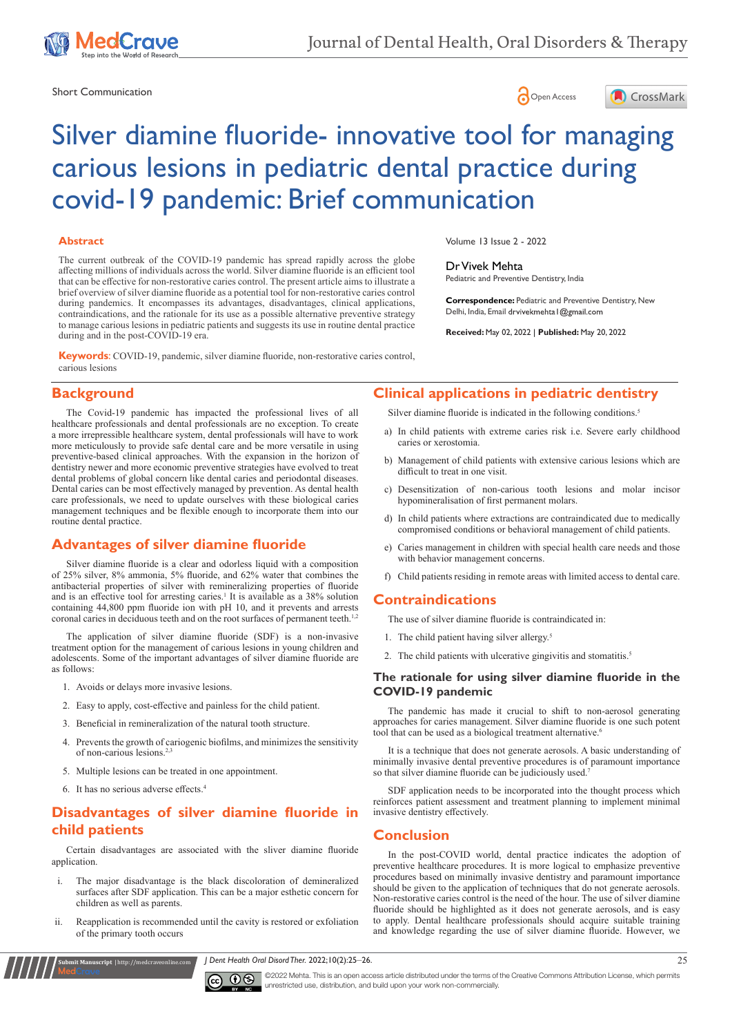Short Communication

# Silver diamine fluoride- innovative tool for managing carious lesions in pediatric dental practice during covid-19 pandemic: Brief communication

## Abstract

The current outbreak of the COVID-19 pandemic has spread rapidly across the globe affecting millions of individuals across the world. Silver diamine fluoride is an efficient tool that can be effective for non-restorative caries control. The present article aims to illustrate a brief overview of silver diamine fluoride as a potential tool for non-restorative caries control during pandemics. It encompasses its advantages, disadvantages, clinical applications, contraindications, and the rationale for its use as a possible alternative preventive strategy to manage carious lesions in pediatric patients and suggests its use in routine dental practice during and in the post-COVID-19 era.

**Keywords:** COVID-19, pandemic, silver diamine fluoride, non-restorative caries control, carious lesions

Volume 13 Issue 2 - 2022

Dr Vivek Mehta

Pediatric and Preventive Dentistry, India

**Correspondence:** Pediatric and Preventive Dentistry, New Delhi, India, Email drvivekmehta1@gmail.com

**Received:** May 02, 2022 | **Published:** May 20, 2022

## Background

The Covid-19 pandemic has impacted the professional lives of all healthcare professionals and dental professionals are no exception. To create a more irrepressible healthcare system, dental professionals will have to work more meticulously to provide safe dental care and be more versatile in using preventive-based clinical approaches. With the expansion in the horizon of dentistry newer and more economic preventive strategies have evolved to treat dental problems of global concern like dental caries and periodontal diseases. Dental caries can be most effectively managed by prevention. As dental health care professionals, we need to update ourselves with these biological caries management techniques and be flexible enough to incorporate them into our routine dental practice.

## Advantages of silver diamine fluoride

Silver diamine fluoride is a clear and odorless liquid with a composition of 25% silver, 8% ammonia, 5% fluoride, and 62% water that combines the antibacterial properties of silver with remineralizing properties of fluoride and is an effective tool for arresting caries.[1] It is available as a 38% solution containing 44,800 ppm fluoride ion with pH 10, and it prevents and arrests coronal caries in deciduous teeth and on the root surfaces of permanent teeth.[1,2]

The application of silver diamine fluoride (SDF) is a non-invasive treatment option for the management of carious lesions in young children and adolescents. Some of the important advantages of silver diamine fluoride are as follows:

1. Avoids or delays more invasive lesions.
2. Easy to apply, cost-effective and painless for the child patient.
3. Beneficial in remineralization of the natural tooth structure.
4. Prevents the growth of cariogenic biofilms, and minimizes the sensitivity of non-carious lesions.[2,3]
5. Multiple lesions can be treated in one appointment.
6. It has no serious adverse effects.[4]

## Disadvantages of silver diamine fluoride in child patients

Certain disadvantages are associated with the sliver diamine fluoride application.

i. The major disadvantage is the black discoloration of demineralized surfaces after SDF application. This can be a major esthetic concern for children as well as parents.
ii. Reapplication is recommended until the cavity is restored or exfoliation of the primary tooth occurs

## Clinical applications in pediatric dentistry

Silver diamine fluoride is indicated in the following conditions.[5]

a) In child patients with extreme caries risk i.e. Severe early childhood caries or xerostomia.
b) Management of child patients with extensive carious lesions which are difficult to treat in one visit.
c) Desensitization of non-carious tooth lesions and molar incisor hypomineralisation of first permanent molars.
d) In child patients where extractions are contraindicated due to medically compromised conditions or behavioral management of child patients.
e) Caries management in children with special health care needs and those with behavior management concerns.
f) Child patients residing in remote areas with limited access to dental care.

## Contraindications

The use of silver diamine fluoride is contraindicated in:

1. The child patient having silver allergy.[5]
2. The child patients with ulcerative gingivitis and stomatitis.[5]

### The rationale for using silver diamine fluoride in the COVID-19 pandemic

The pandemic has made it crucial to shift to non-aerosol generating approaches for caries management. Silver diamine fluoride is one such potent tool that can be used as a biological treatment alternative.[6]

It is a technique that does not generate aerosols. A basic understanding of minimally invasive dental preventive procedures is of paramount importance so that silver diamine fluoride can be judiciously used.[7]

SDF application needs to be incorporated into the thought process which reinforces patient assessment and treatment planning to implement minimal invasive dentistry effectively.

## Conclusion

In the post-COVID world, dental practice indicates the adoption of preventive healthcare procedures. It is more logical to emphasize preventive procedures based on minimally invasive dentistry and paramount importance should be given to the application of techniques that do not generate aerosols. Non-restorative caries control is the need of the hour. The use of silver diamine fluoride should be highlighted as it does not generate aerosols, and is easy to apply. Dental healthcare professionals should acquire suitable training and knowledge regarding the use of silver diamine fluoride. However, we

©2022 Mehta. This is an open access article distributed under the terms of the Creative Commons Attribution License, which permits unrestricted use, distribution, and build upon your work non-commercially.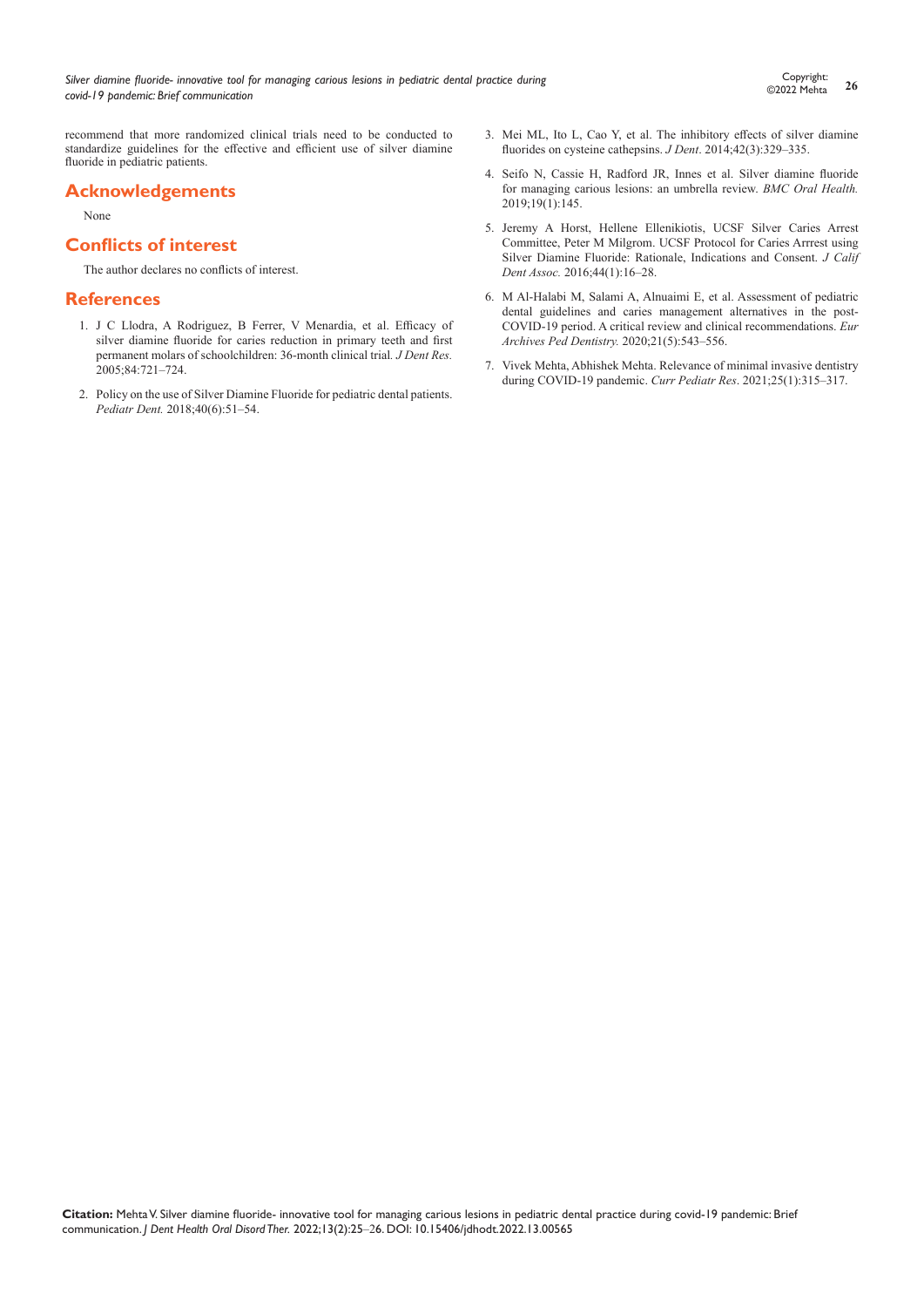recommend that more randomized clinical trials need to be conducted to standardize guidelines for the effective and efficient use of silver diamine fluoride in pediatric patients.

## Acknowledgements

None

## Conflicts of interest

The author declares no conflicts of interest.

## References

1. J C Llodra, A Rodriguez, B Ferrer, V Menardia, et al. Efficacy of silver diamine fluoride for caries reduction in primary teeth and first permanent molars of schoolchildren: 36-month clinical trial. *J Dent Res.* 2005;84:721–724.
2. Policy on the use of Silver Diamine Fluoride for pediatric dental patients. *Pediatr Dent.* 2018;40(6):51–54.
3. Mei ML, Ito L, Cao Y, et al. The inhibitory effects of silver diamine fluorides on cysteine cathepsins. *J Dent*. 2014;42(3):329–335.
4. Seifo N, Cassie H, Radford JR, Innes et al. Silver diamine fluoride for managing carious lesions: an umbrella review. *BMC Oral Health.* 2019;19(1):145.
5. Jeremy A Horst, Hellene Ellenikiotis, UCSF Silver Caries Arrest Committee, Peter M Milgrom. UCSF Protocol for Caries Arrrest using Silver Diamine Fluoride: Rationale, Indications and Consent. *J Calif Dent Assoc.* 2016;44(1):16–28.
6. M Al-Halabi M, Salami A, Alnuaimi E, et al. Assessment of pediatric dental guidelines and caries management alternatives in the post-COVID-19 period. A critical review and clinical recommendations. *Eur Archives Ped Dentistry.* 2020;21(5):543–556.
7. Vivek Mehta, Abhishek Mehta. Relevance of minimal invasive dentistry during COVID-19 pandemic. *Curr Pediatr Res*. 2021;25(1):315–317.